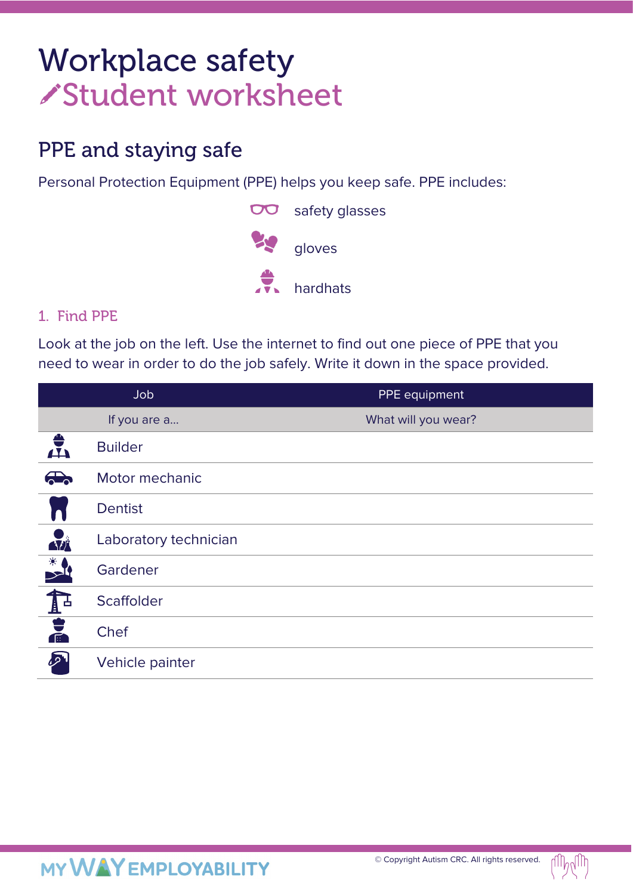# Workplace safety
# Student worksheet

## PPE and staying safe

Personal Protection Equipment (PPE) helps you keep safe. PPE includes:

- safety glasses
- gloves
- hardhats

### 1. Find PPE

Look at the job on the left. Use the internet to find out one piece of PPE that you need to wear in order to do the job safely. Write it down in the space provided.

| Job | PPE equipment |
|---|---|
| If you are a... | What will you wear? |
| Builder | |
| Motor mechanic | |
| Dentist | |
| Laboratory technician | |
| Gardener | |
| Scaffolder | |
| Chef | |
| Vehicle painter | |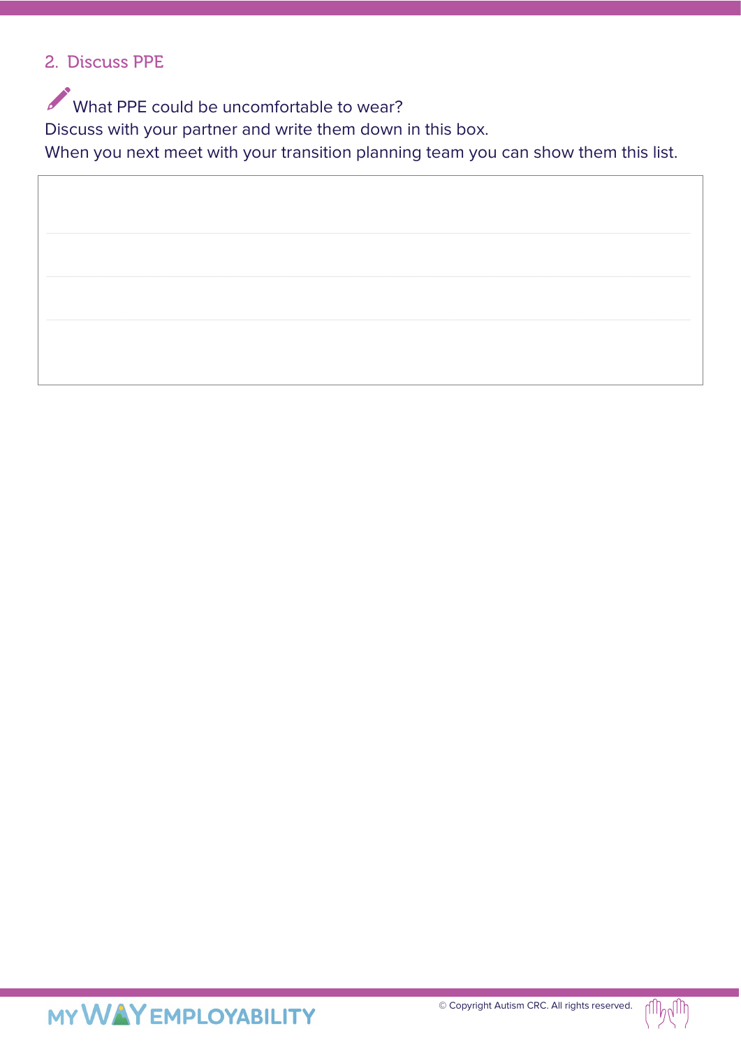## 2. Discuss PPE

What PPE could be uncomfortable to wear?
Discuss with your partner and write them down in this box.
When you next meet with your transition planning team you can show them this list.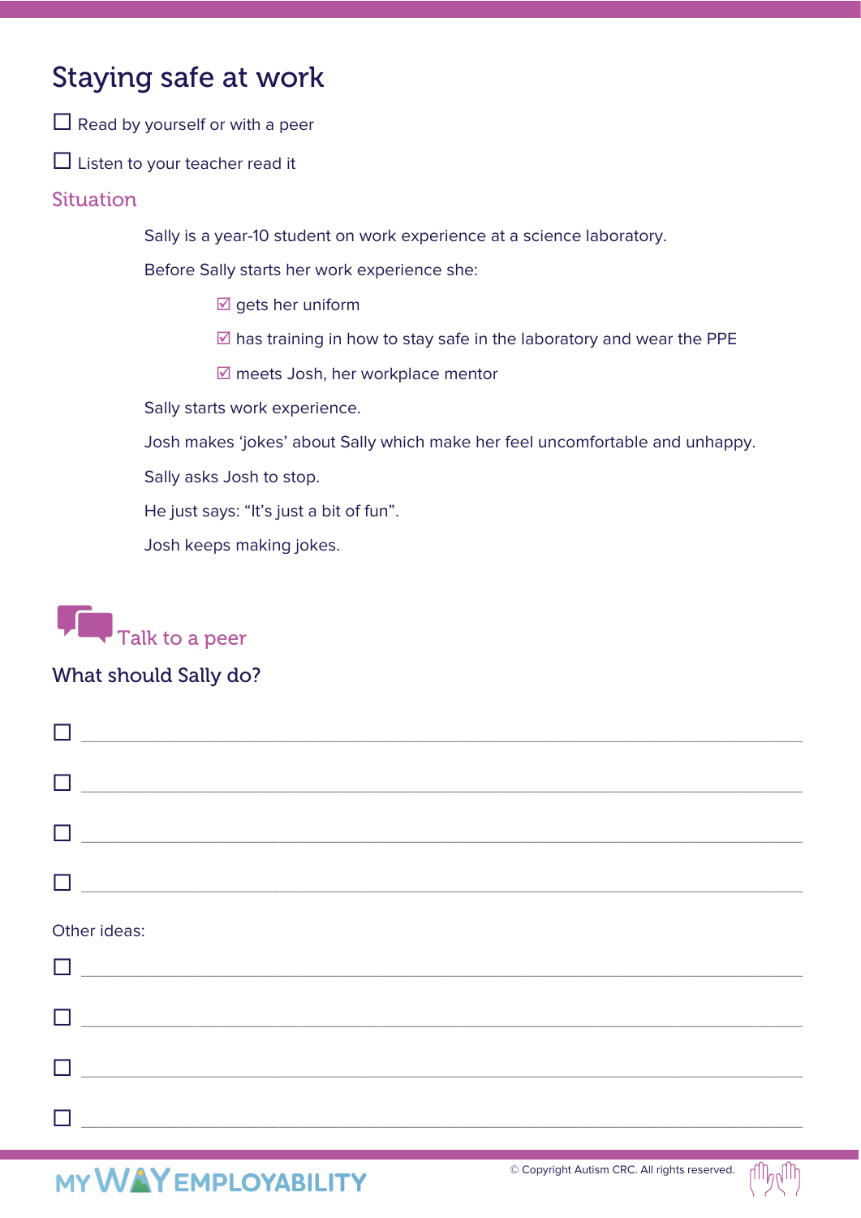# Staying safe at work

- [ ] Read by yourself or with a peer
- [ ] Listen to your teacher read it

## Situation

Sally is a year-10 student on work experience at a science laboratory.

Before Sally starts her work experience she:

- [x] gets her uniform
- [x] has training in how to stay safe in the laboratory and wear the PPE
- [x] meets Josh, her workplace mentor

Sally starts work experience.

Josh makes 'jokes' about Sally which make her feel uncomfortable and unhappy.

Sally asks Josh to stop.

He just says: "It's just a bit of fun".

Josh keeps making jokes.

## Talk to a peer

### What should Sally do?

- [ ] ______________________________
- [ ] ______________________________
- [ ] ______________________________
- [ ] ______________________________

Other ideas:

- [ ] ______________________________
- [ ] ______________________________
- [ ] ______________________________
- [ ] ______________________________

© Copyright Autism CRC. All rights reserved.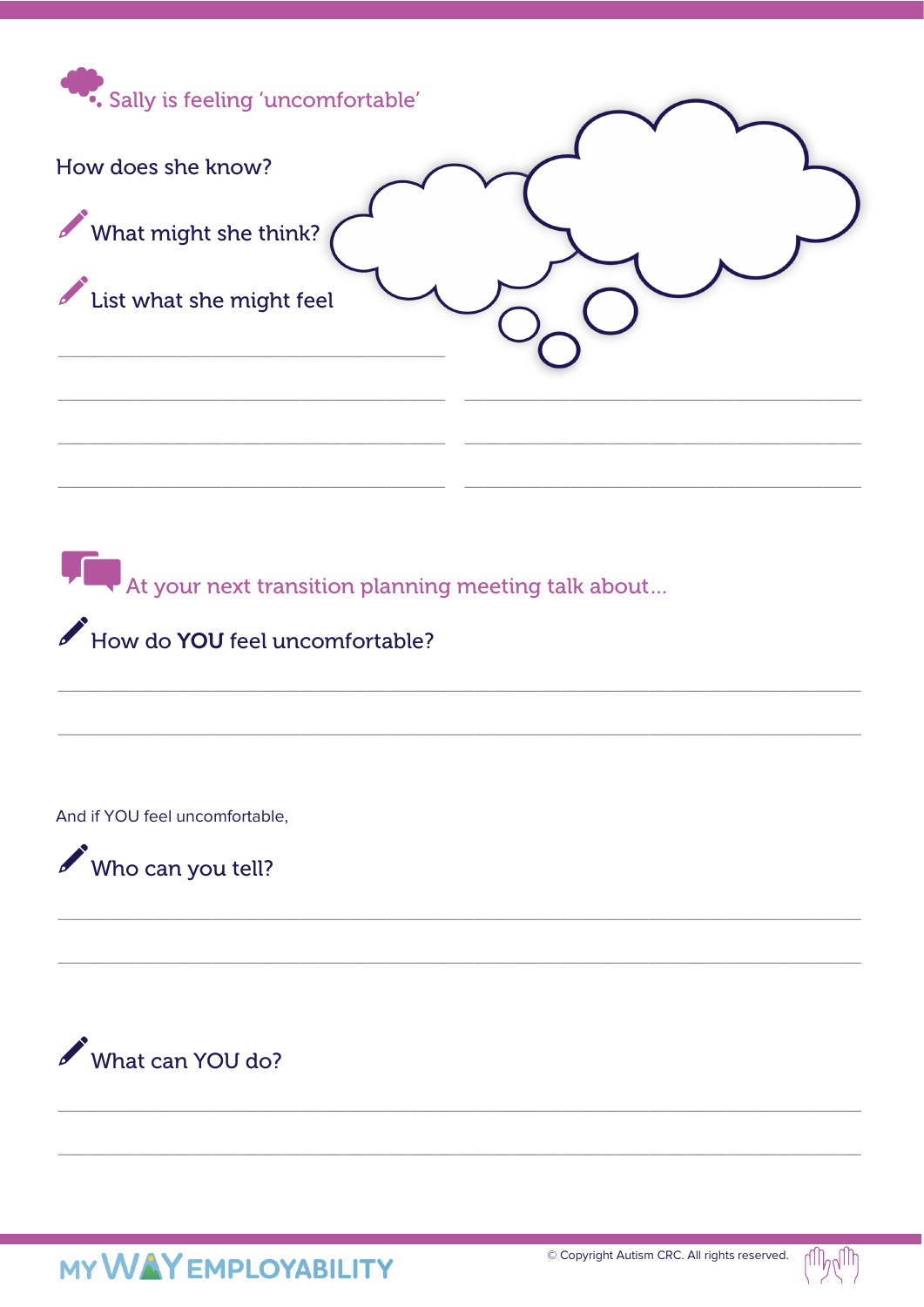## Sally is feeling 'uncomfortable'

How does she know?

What might she think?

List what she might feel

## At your next transition planning meeting talk about...

How do **YOU** feel uncomfortable?

And if YOU feel uncomfortable,

Who can you tell?

What can YOU do?

MY WAY EMPLOYABILITY

© Copyright Autism CRC. All rights reserved.